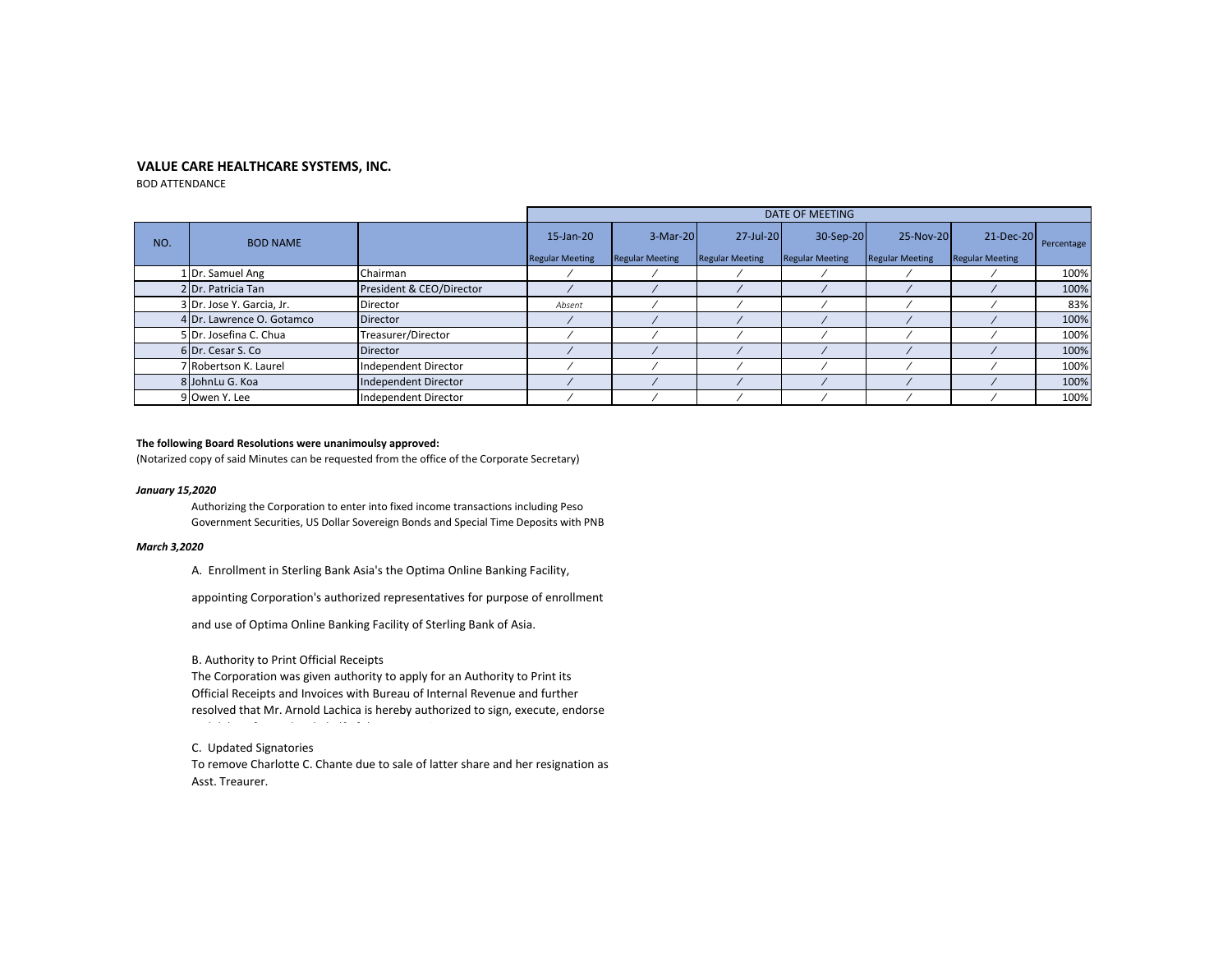**VALUE CARE HEALTHCARE SYSTEMS, INC.**

BOD ATTENDANCE

| NO. | BOD NAME | | DATE OF MEETING | | | | | | |
|---|---|---|---|---|---|---|---|---|---|
| | | | 15-Jan-20 Regular Meeting | 3-Mar-20 Regular Meeting | 27-Jul-20 Regular Meeting | 30-Sep-20 Regular Meeting | 25-Nov-20 Regular Meeting | 21-Dec-20 Regular Meeting | Percentage |
| 1 | Dr. Samuel Ang | Chairman | / | / | / | / | / | / | 100% |
| 2 | Dr. Patricia Tan | President & CEO/Director | / | / | / | / | / | / | 100% |
| 3 | Dr. Jose Y. Garcia, Jr. | Director | *Absent* | / | / | / | / | / | 83% |
| 4 | Dr. Lawrence O. Gotamco | Director | / | / | / | / | / | / | 100% |
| 5 | Dr. Josefina C. Chua | Treasurer/Director | / | / | / | / | / | / | 100% |
| 6 | Dr. Cesar S. Co | Director | / | / | / | / | / | / | 100% |
| 7 | Robertson K. Laurel | Independent Director | / | / | / | / | / | / | 100% |
| 8 | JohnLu G. Koa | Independent Director | / | / | / | / | / | / | 100% |
| 9 | Owen Y. Lee | Independent Director | / | / | / | / | / | / | 100% |

**The following Board Resolutions were unanimoulsy approved:**

(Notarized copy of said Minutes can be requested from the office of the Corporate Secretary)

***January 15,2020***

Authorizing the Corporation to enter into fixed income transactions including Peso Government Securities, US Dollar Sovereign Bonds and Special Time Deposits with PNB

***March 3,2020***

A. Enrollment in Sterling Bank Asia's the Optima Online Banking Facility,

appointing Corporation's authorized representatives for purpose of enrollment

and use of Optima Online Banking Facility of Sterling Bank of Asia.

B. Authority to Print Official Receipts

The Corporation was given authority to apply for an Authority to Print its Official Receipts and Invoices with Bureau of Internal Revenue and further resolved that Mr. Arnold Lachica is hereby authorized to sign, execute, endorse

C. Updated Signatories

To remove Charlotte C. Chante due to sale of latter share and her resignation as Asst. Treaurer.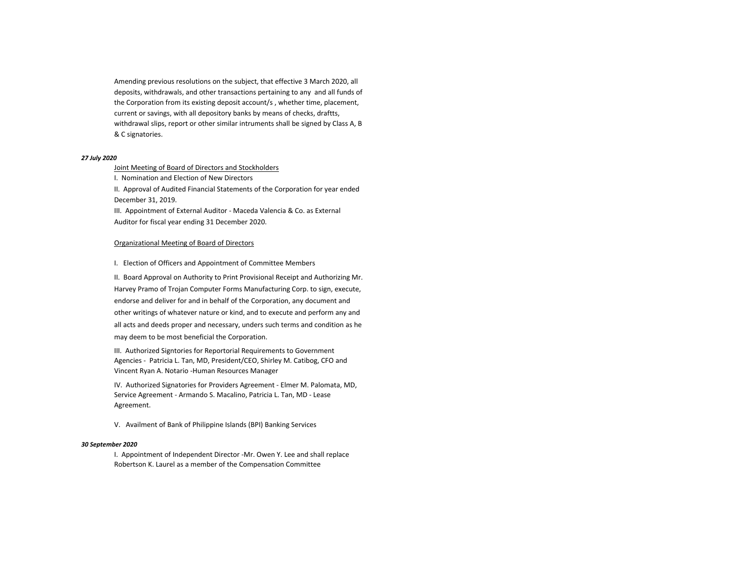Amending previous resolutions on the subject, that effective 3 March 2020, all deposits, withdrawals, and other transactions pertaining to any and all funds of the Corporation from its existing deposit account/s , whether time, placement, current or savings, with all depository banks by means of checks, draftts, withdrawal slips, report or other similar intruments shall be signed by Class A, B & C signatories.

***27 July 2020***

<u>Joint Meeting of Board of Directors and Stockholders</u>

I. Nomination and Election of New Directors

II. Approval of Audited Financial Statements of the Corporation for year ended December 31, 2019.

III. Appointment of External Auditor - Maceda Valencia & Co. as External Auditor for fiscal year ending 31 December 2020.

<u>Organizational Meeting of Board of Directors</u>

I. Election of Officers and Appointment of Committee Members

II. Board Approval on Authority to Print Provisional Receipt and Authorizing Mr. Harvey Pramo of Trojan Computer Forms Manufacturing Corp. to sign, execute, endorse and deliver for and in behalf of the Corporation, any document and other writings of whatever nature or kind, and to execute and perform any and all acts and deeds proper and necessary, unders such terms and condition as he may deem to be most beneficial the Corporation.

III. Authorized Signtories for Reportorial Requirements to Government Agencies - Patricia L. Tan, MD, President/CEO, Shirley M. Catibog, CFO and Vincent Ryan A. Notario -Human Resources Manager

IV. Authorized Signatories for Providers Agreement - Elmer M. Palomata, MD, Service Agreement - Armando S. Macalino, Patricia L. Tan, MD - Lease Agreement.

V. Availment of Bank of Philippine Islands (BPI) Banking Services

***30 September 2020***

I. Appointment of Independent Director -Mr. Owen Y. Lee and shall replace Robertson K. Laurel as a member of the Compensation Committee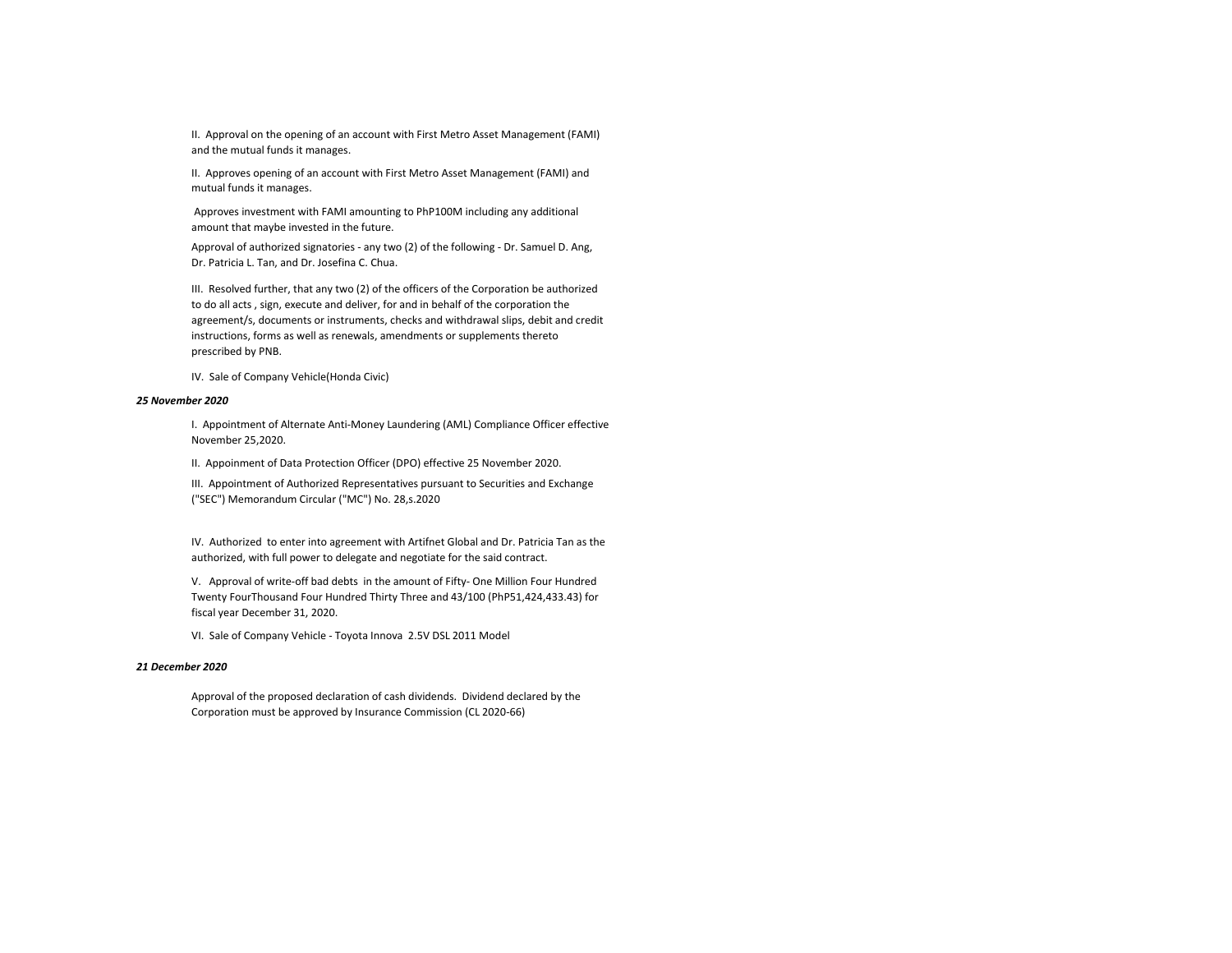II. Approval on the opening of an account with First Metro Asset Management (FAMI) and the mutual funds it manages.

II. Approves opening of an account with First Metro Asset Management (FAMI) and mutual funds it manages.

Approves investment with FAMI amounting to PhP100M including any additional amount that maybe invested in the future.

Approval of authorized signatories - any two (2) of the following - Dr. Samuel D. Ang, Dr. Patricia L. Tan, and Dr. Josefina C. Chua.

III. Resolved further, that any two (2) of the officers of the Corporation be authorized to do all acts , sign, execute and deliver, for and in behalf of the corporation the agreement/s, documents or instruments, checks and withdrawal slips, debit and credit instructions, forms as well as renewals, amendments or supplements thereto prescribed by PNB.

IV. Sale of Company Vehicle(Honda Civic)

***25 November 2020***

I. Appointment of Alternate Anti-Money Laundering (AML) Compliance Officer effective November 25,2020.

II. Appoinment of Data Protection Officer (DPO) effective 25 November 2020.

III. Appointment of Authorized Representatives pursuant to Securities and Exchange ("SEC") Memorandum Circular ("MC") No. 28,s.2020

IV. Authorized to enter into agreement with Artifnet Global and Dr. Patricia Tan as the authorized, with full power to delegate and negotiate for the said contract.

V. Approval of write-off bad debts in the amount of Fifty- One Million Four Hundred Twenty FourThousand Four Hundred Thirty Three and 43/100 (PhP51,424,433.43) for fiscal year December 31, 2020.

VI. Sale of Company Vehicle - Toyota Innova 2.5V DSL 2011 Model

***21 December 2020***

Approval of the proposed declaration of cash dividends. Dividend declared by the Corporation must be approved by Insurance Commission (CL 2020-66)